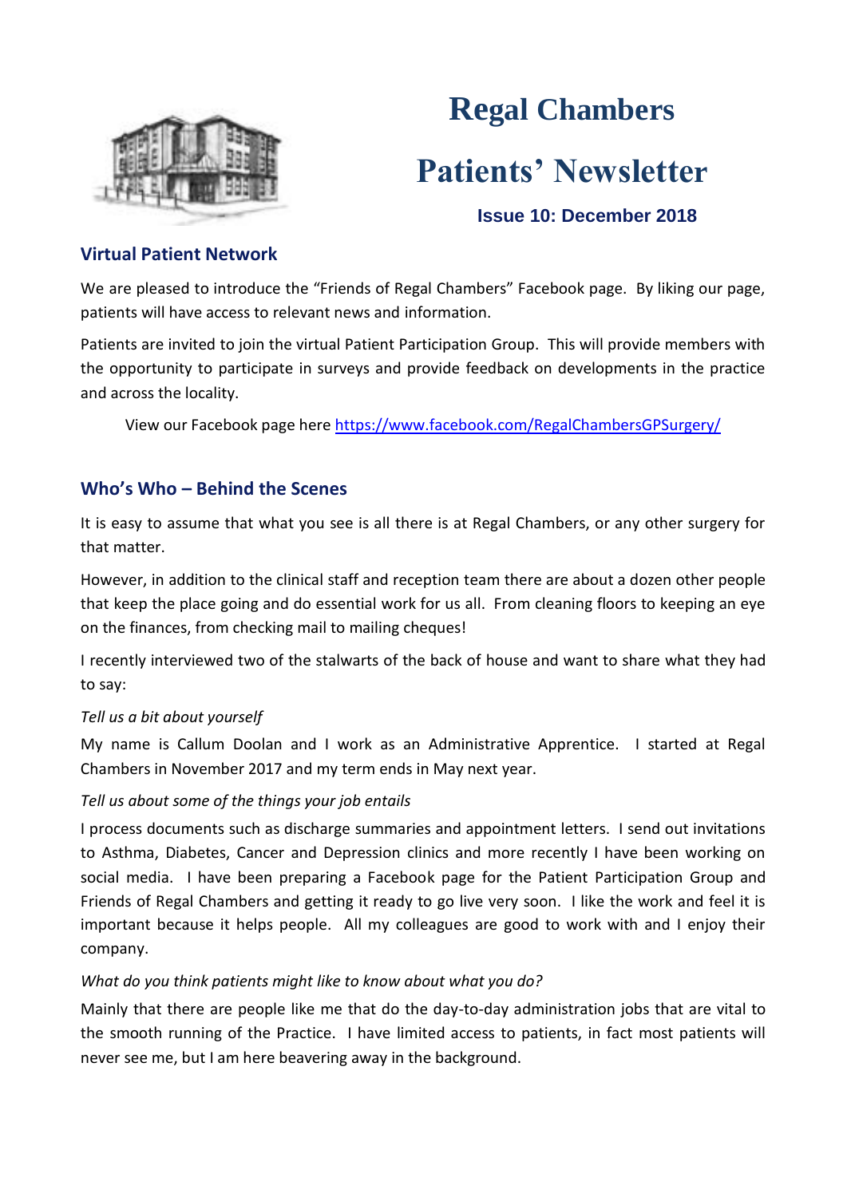# Regal Chambers

# Patients' Newsletter

### Issue 10: December 2018

## Virtual Patient Network

We are pleased to introduce the "Friends of Regal Chambers" Facebook page. By liking our page, patients will have access to relevant news and information.

Patients are invited to join the virtual Patient Participation Group. This will provide members with the opportunity to participate in surveys and provide feedback on developments in the practice and across the locality.

View our Facebook page here https://www.facebook.com/RegalChambersGPSurgery/

## Who's Who – Behind the Scenes

It is easy to assume that what you see is all there is at Regal Chambers, or any other surgery for that matter.

However, in addition to the clinical staff and reception team there are about a dozen other people that keep the place going and do essential work for us all. From cleaning floors to keeping an eye on the finances, from checking mail to mailing cheques!

I recently interviewed two of the stalwarts of the back of house and want to share what they had to say:

*Tell us a bit about yourself*

My name is Callum Doolan and I work as an Administrative Apprentice. I started at Regal Chambers in November 2017 and my term ends in May next year.

*Tell us about some of the things your job entails*

I process documents such as discharge summaries and appointment letters. I send out invitations to Asthma, Diabetes, Cancer and Depression clinics and more recently I have been working on social media. I have been preparing a Facebook page for the Patient Participation Group and Friends of Regal Chambers and getting it ready to go live very soon. I like the work and feel it is important because it helps people. All my colleagues are good to work with and I enjoy their company.

*What do you think patients might like to know about what you do?*

Mainly that there are people like me that do the day-to-day administration jobs that are vital to the smooth running of the Practice. I have limited access to patients, in fact most patients will never see me, but I am here beavering away in the background.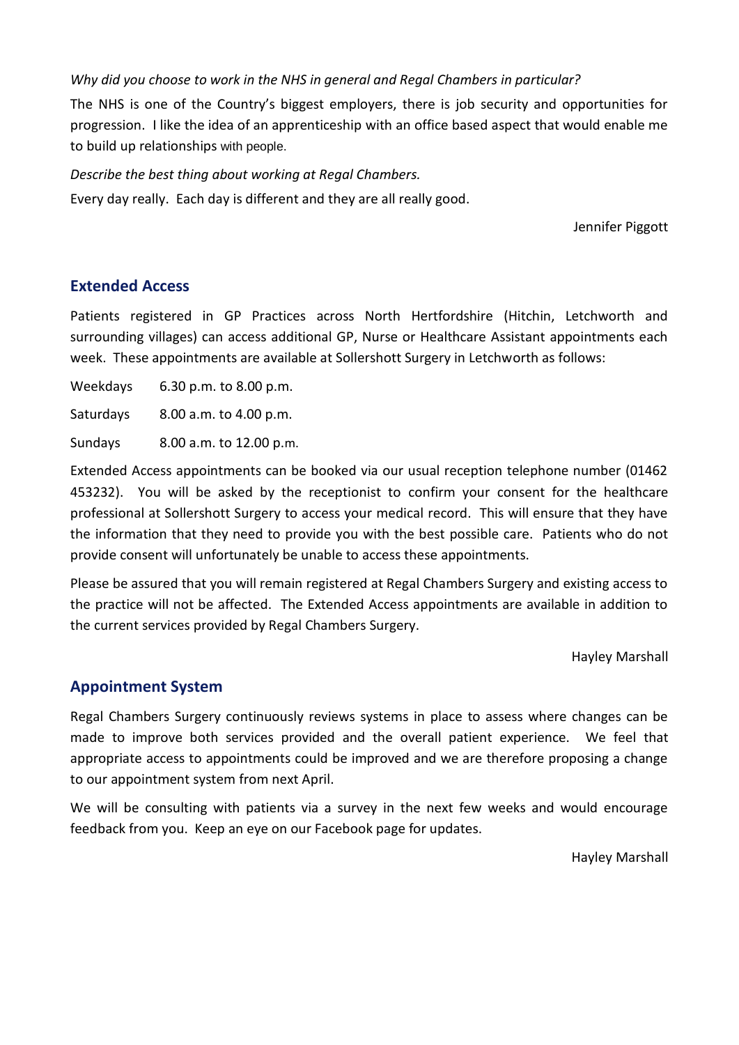*Why did you choose to work in the NHS in general and Regal Chambers in particular?*

The NHS is one of the Country's biggest employers, there is job security and opportunities for progression. I like the idea of an apprenticeship with an office based aspect that would enable me to build up relationships with people.

*Describe the best thing about working at Regal Chambers.*

Every day really. Each day is different and they are all really good.

Jennifer Piggott

## Extended Access

Patients registered in GP Practices across North Hertfordshire (Hitchin, Letchworth and surrounding villages) can access additional GP, Nurse or Healthcare Assistant appointments each week. These appointments are available at Sollershott Surgery in Letchworth as follows:

| | |
|---|---|
| Weekdays | 6.30 p.m. to 8.00 p.m. |
| Saturdays | 8.00 a.m. to 4.00 p.m. |
| Sundays | 8.00 a.m. to 12.00 p.m. |

Extended Access appointments can be booked via our usual reception telephone number (01462 453232). You will be asked by the receptionist to confirm your consent for the healthcare professional at Sollershott Surgery to access your medical record. This will ensure that they have the information that they need to provide you with the best possible care. Patients who do not provide consent will unfortunately be unable to access these appointments.

Please be assured that you will remain registered at Regal Chambers Surgery and existing access to the practice will not be affected. The Extended Access appointments are available in addition to the current services provided by Regal Chambers Surgery.

Hayley Marshall

## Appointment System

Regal Chambers Surgery continuously reviews systems in place to assess where changes can be made to improve both services provided and the overall patient experience. We feel that appropriate access to appointments could be improved and we are therefore proposing a change to our appointment system from next April.

We will be consulting with patients via a survey in the next few weeks and would encourage feedback from you. Keep an eye on our Facebook page for updates.

Hayley Marshall